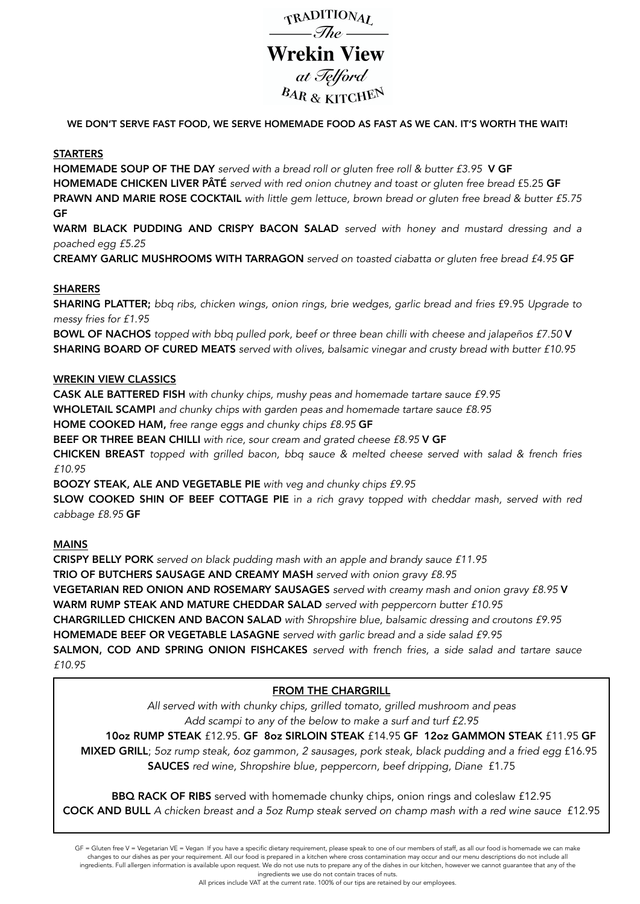# TRADITIONAL *The* Wrekin View *at Telford* BAR & KITCHEN

**WE DON'T SERVE FAST FOOD, WE SERVE HOMEMADE FOOD AS FAST AS WE CAN. IT'S WORTH THE WAIT!**

## STARTERS

**HOMEMADE SOUP OF THE DAY** *served with a bread roll or gluten free roll & butter £3.95* **V GF**
**HOMEMADE CHICKEN LIVER PÂTÉ** *served with red onion chutney and toast or gluten free bread* £5.25 **GF**
**PRAWN AND MARIE ROSE COCKTAIL** *with little gem lettuce, brown bread or gluten free bread & butter £5.75* **GF**
**WARM BLACK PUDDING AND CRISPY BACON SALAD** *served with honey and mustard dressing and a poached egg £5.25*
**CREAMY GARLIC MUSHROOMS WITH TARRAGON** *served on toasted ciabatta or gluten free bread £4.95* **GF**

## SHARERS

**SHARING PLATTER;** *bbq ribs, chicken wings, onion rings, brie wedges, garlic bread and fries* £9.95 *Upgrade to messy fries for £1.95*
**BOWL OF NACHOS** *topped with bbq pulled pork, beef or three bean chilli with cheese and jalapeños £7.50* **V**
**SHARING BOARD OF CURED MEATS** *served with olives, balsamic vinegar and crusty bread with butter £10.95*

## WREKIN VIEW CLASSICS

**CASK ALE BATTERED FISH** *with chunky chips, mushy peas and homemade tartare sauce £9.95*
**WHOLETAIL SCAMPI** *and chunky chips with garden peas and homemade tartare sauce £8.95*
**HOME COOKED HAM,** *free range eggs and chunky chips £8.95* **GF**
**BEEF OR THREE BEAN CHILLI** *with rice, sour cream and grated cheese £8.95* **V GF**
**CHICKEN BREAST** *topped with grilled bacon, bbq sauce & melted cheese served with salad & french fries £10.95*
**BOOZY STEAK, ALE AND VEGETABLE PIE** *with veg and chunky chips £9.95*
**SLOW COOKED SHIN OF BEEF COTTAGE PIE** *in a rich gravy topped with cheddar mash, served with red cabbage £8.95* **GF**

## MAINS

**CRISPY BELLY PORK** *served on black pudding mash with an apple and brandy sauce £11.95*
**TRIO OF BUTCHERS SAUSAGE AND CREAMY MASH** *served with onion gravy £8.95*
**VEGETARIAN RED ONION AND ROSEMARY SAUSAGES** *served with creamy mash and onion gravy £8.95* **V**
**WARM RUMP STEAK AND MATURE CHEDDAR SALAD** *served with peppercorn butter £10.95*
**CHARGRILLED CHICKEN AND BACON SALAD** *with Shropshire blue, balsamic dressing and croutons £9.95*
**HOMEMADE BEEF OR VEGETABLE LASAGNE** *served with garlic bread and a side salad £9.95*
**SALMON, COD AND SPRING ONION FISHCAKES** *served with french fries, a side salad and tartare sauce £10.95*

## FROM THE CHARGRILL

*All served with with chunky chips, grilled tomato, grilled mushroom and peas*
*Add scampi to any of the below to make a surf and turf £2.95*

**10oz RUMP STEAK** £12.95. **GF** **8oz SIRLOIN STEAK** £14.95 **GF** **12oz GAMMON STEAK** £11.95 **GF**
**MIXED GRILL**; *5oz rump steak, 6oz gammon, 2 sausages, pork steak, black pudding and a fried egg* £16.95
**SAUCES** *red wine, Shropshire blue, peppercorn, beef dripping, Diane* £1.75

**BBQ RACK OF RIBS** served with homemade chunky chips, onion rings and coleslaw £12.95
**COCK AND BULL** *A chicken breast and a 5oz Rump steak served on champ mash with a red wine sauce* £12.95

GF = Gluten free V = Vegetarian VE = Vegan If you have a specific dietary requirement, please speak to one of our members of staff, as all our food is homemade we can make changes to our dishes as per your requirement. All our food is prepared in a kitchen where cross contamination may occur and our menu descriptions do not include all ingredients. Full allergen information is available upon request. We do not use nuts to prepare any of the dishes in our kitchen, however we cannot guarantee that any of the ingredients we use do not contain traces of nuts.
All prices include VAT at the current rate. 100% of our tips are retained by our employees.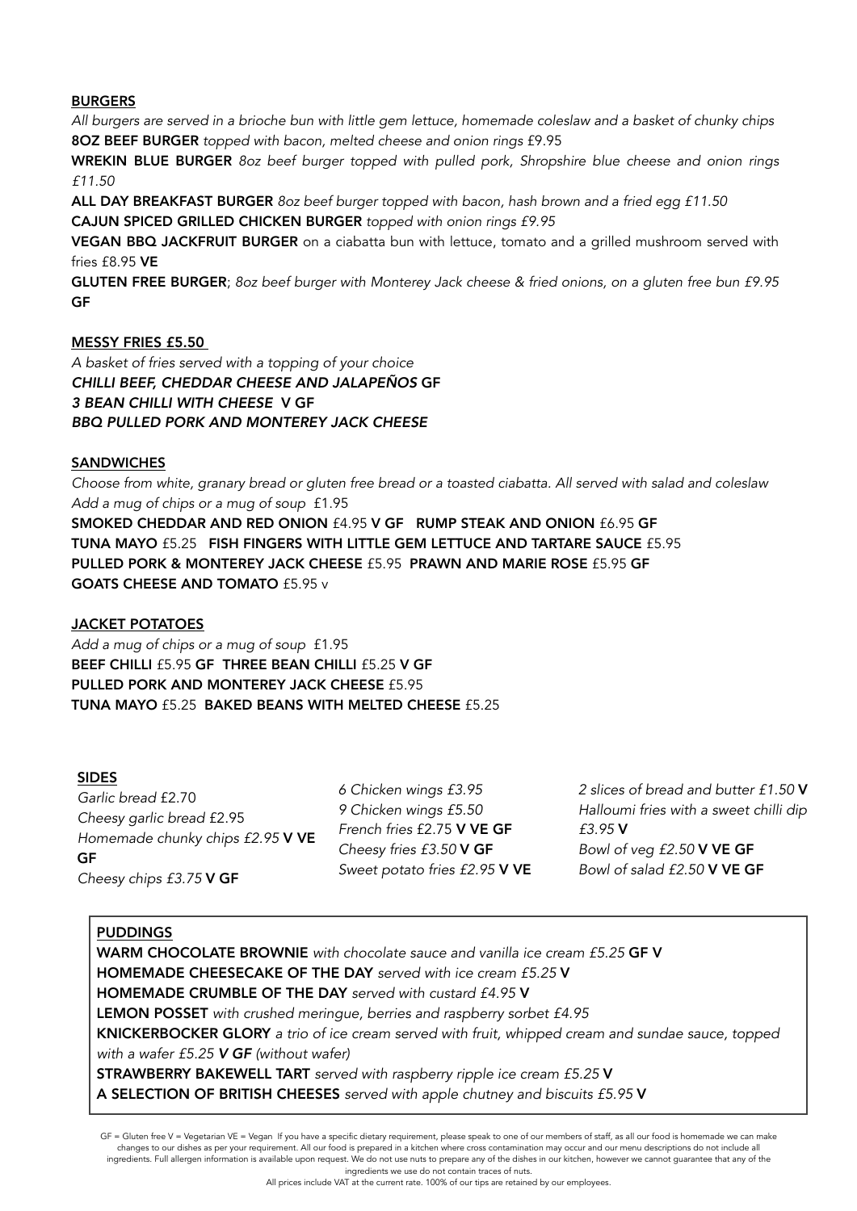## BURGERS

*All burgers are served in a brioche bun with little gem lettuce, homemade coleslaw and a basket of chunky chips*

**8OZ BEEF BURGER** *topped with bacon, melted cheese and onion rings* £9.95

**WREKIN BLUE BURGER** *8oz beef burger topped with pulled pork, Shropshire blue cheese and onion rings £11.50*

**ALL DAY BREAKFAST BURGER** *8oz beef burger topped with bacon, hash brown and a fried egg £11.50*

**CAJUN SPICED GRILLED CHICKEN BURGER** *topped with onion rings £9.95*

**VEGAN BBQ JACKFRUIT BURGER** on a ciabatta bun with lettuce, tomato and a grilled mushroom served with fries £8.95 **VE**

**GLUTEN FREE BURGER**; *8oz beef burger with Monterey Jack cheese & fried onions, on a gluten free bun £9.95* **GF**

## MESSY FRIES £5.50

*A basket of fries served with a topping of your choice*

***CHILLI BEEF, CHEDDAR CHEESE AND JALAPEÑOS*** **GF**

***3 BEAN CHILLI WITH CHEESE*** **V GF**

***BBQ PULLED PORK AND MONTEREY JACK CHEESE***

## SANDWICHES

*Choose from white, granary bread or gluten free bread or a toasted ciabatta. All served with salad and coleslaw*

*Add a mug of chips or a mug of soup* £1.95

**SMOKED CHEDDAR AND RED ONION** £4.95 **V GF** **RUMP STEAK AND ONION** £6.95 **GF**

**TUNA MAYO** £5.25 **FISH FINGERS WITH LITTLE GEM LETTUCE AND TARTARE SAUCE** £5.95

**PULLED PORK & MONTEREY JACK CHEESE** £5.95 **PRAWN AND MARIE ROSE** £5.95 **GF**

**GOATS CHEESE AND TOMATO** £5.95 v

## JACKET POTATOES

*Add a mug of chips or a mug of soup* £1.95

**BEEF CHILLI** £5.95 **GF** **THREE BEAN CHILLI** £5.25 **V GF**

**PULLED PORK AND MONTEREY JACK CHEESE** £5.95

**TUNA MAYO** £5.25 **BAKED BEANS WITH MELTED CHEESE** £5.25

## SIDES

*Garlic bread £2.70*

*Cheesy garlic bread £2.95*

*Homemade chunky chips £2.95* **V VE GF**

*Cheesy chips £3.75* **V GF**

*6 Chicken wings £3.95*

*9 Chicken wings £5.50*

*French fries £2.75* **V VE GF**

*Cheesy fries £3.50* **V GF**

*Sweet potato fries £2.95* **V VE**

*2 slices of bread and butter £1.50* **V**

*Halloumi fries with a sweet chilli dip £3.95* **V**

*Bowl of veg £2.50* **V VE GF**

*Bowl of salad £2.50* **V VE GF**

## PUDDINGS

**WARM CHOCOLATE BROWNIE** *with chocolate sauce and vanilla ice cream £5.25* **GF V**

**HOMEMADE CHEESECAKE OF THE DAY** *served with ice cream £5.25* **V**

**HOMEMADE CRUMBLE OF THE DAY** *served with custard £4.95* **V**

**LEMON POSSET** *with crushed meringue, berries and raspberry sorbet £4.95*

**KNICKERBOCKER GLORY** *a trio of ice cream served with fruit, whipped cream and sundae sauce, topped with a wafer £5.25* ***V GF*** *(without wafer)*

**STRAWBERRY BAKEWELL TART** *served with raspberry ripple ice cream £5.25* **V**

**A SELECTION OF BRITISH CHEESES** *served with apple chutney and biscuits £5.95* **V**

GF = Gluten free V = Vegetarian VE = Vegan If you have a specific dietary requirement, please speak to one of our members of staff, as all our food is homemade we can make changes to our dishes as per your requirement. All our food is prepared in a kitchen where cross contamination may occur and our menu descriptions do not include all ingredients. Full allergen information is available upon request. We do not use nuts to prepare any of the dishes in our kitchen, however we cannot guarantee that any of the ingredients we use do not contain traces of nuts.

All prices include VAT at the current rate. 100% of our tips are retained by our employees.